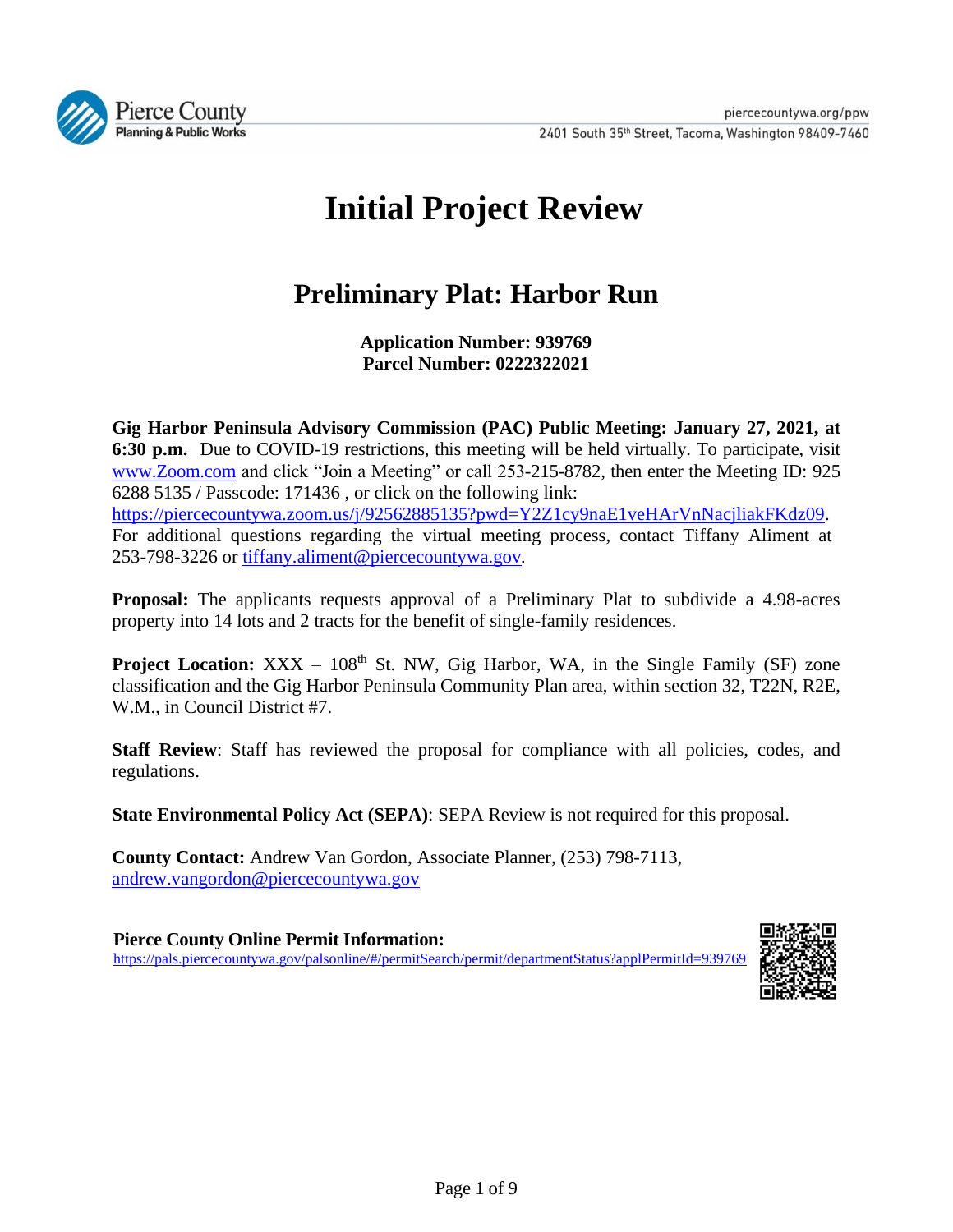Pierce County
Planning & Public Works

piercecountywa.org/ppw
2401 South 35th Street, Tacoma, Washington 98409-7460

# Initial Project Review

## Preliminary Plat: Harbor Run

**Application Number: 939769**
**Parcel Number: 0222322021**

**Gig Harbor Peninsula Advisory Commission (PAC) Public Meeting: January 27, 2021, at 6:30 p.m.** Due to COVID-19 restrictions, this meeting will be held virtually. To participate, visit www.Zoom.com and click "Join a Meeting" or call 253-215-8782, then enter the Meeting ID: 925 6288 5135 / Passcode: 171436 , or click on the following link: https://piercecountywa.zoom.us/j/92562885135?pwd=Y2Z1cy9naE1veHArVnNacjliakFKdz09. For additional questions regarding the virtual meeting process, contact Tiffany Aliment at 253-798-3226 or tiffany.aliment@piercecountywa.gov.

**Proposal:** The applicants requests approval of a Preliminary Plat to subdivide a 4.98-acres property into 14 lots and 2 tracts for the benefit of single-family residences.

**Project Location:** XXX – 108th St. NW, Gig Harbor, WA, in the Single Family (SF) zone classification and the Gig Harbor Peninsula Community Plan area, within section 32, T22N, R2E, W.M., in Council District #7.

**Staff Review**: Staff has reviewed the proposal for compliance with all policies, codes, and regulations.

**State Environmental Policy Act (SEPA)**: SEPA Review is not required for this proposal.

**County Contact:** Andrew Van Gordon, Associate Planner, (253) 798-7113, andrew.vangordon@piercecountywa.gov

**Pierce County Online Permit Information:**
https://pals.piercecountywa.gov/palsonline/#/permitSearch/permit/departmentStatus?applPermitId=939769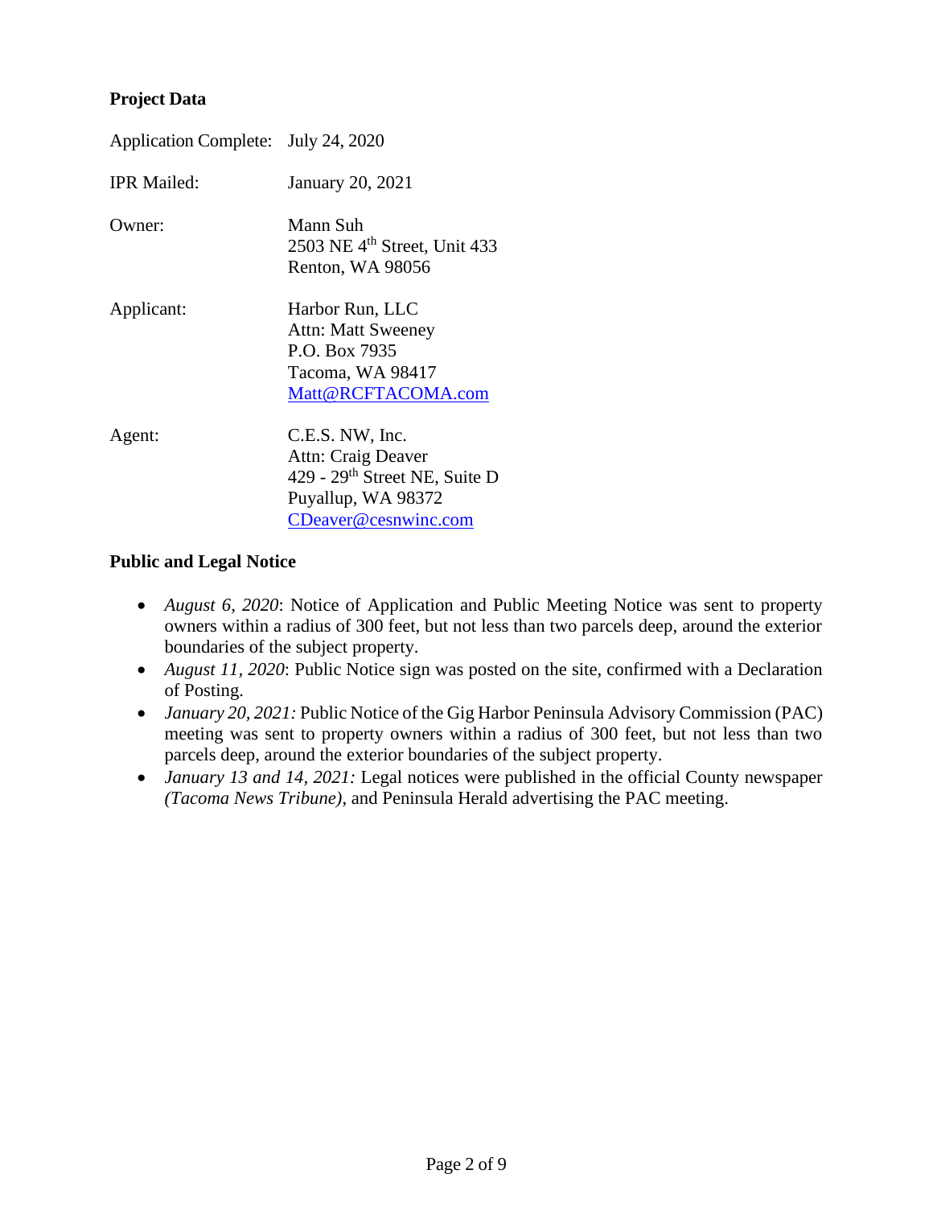**Project Data**

| | |
|---|---|
| Application Complete: | July 24, 2020 |
| IPR Mailed: | January 20, 2021 |
| Owner: | Mann Suh<br>2503 NE 4th Street, Unit 433<br>Renton, WA 98056 |
| Applicant: | Harbor Run, LLC<br>Attn: Matt Sweeney<br>P.O. Box 7935<br>Tacoma, WA 98417<br>Matt@RCFTACOMA.com |
| Agent: | C.E.S. NW, Inc.<br>Attn: Craig Deaver<br>429 - 29th Street NE, Suite D<br>Puyallup, WA 98372<br>CDeaver@cesnwinc.com |

**Public and Legal Notice**

- *August 6, 2020*: Notice of Application and Public Meeting Notice was sent to property owners within a radius of 300 feet, but not less than two parcels deep, around the exterior boundaries of the subject property.
- *August 11, 2020*: Public Notice sign was posted on the site, confirmed with a Declaration of Posting.
- *January 20, 2021:* Public Notice of the Gig Harbor Peninsula Advisory Commission (PAC) meeting was sent to property owners within a radius of 300 feet, but not less than two parcels deep, around the exterior boundaries of the subject property.
- *January 13 and 14, 2021:* Legal notices were published in the official County newspaper *(Tacoma News Tribune)*, and Peninsula Herald advertising the PAC meeting.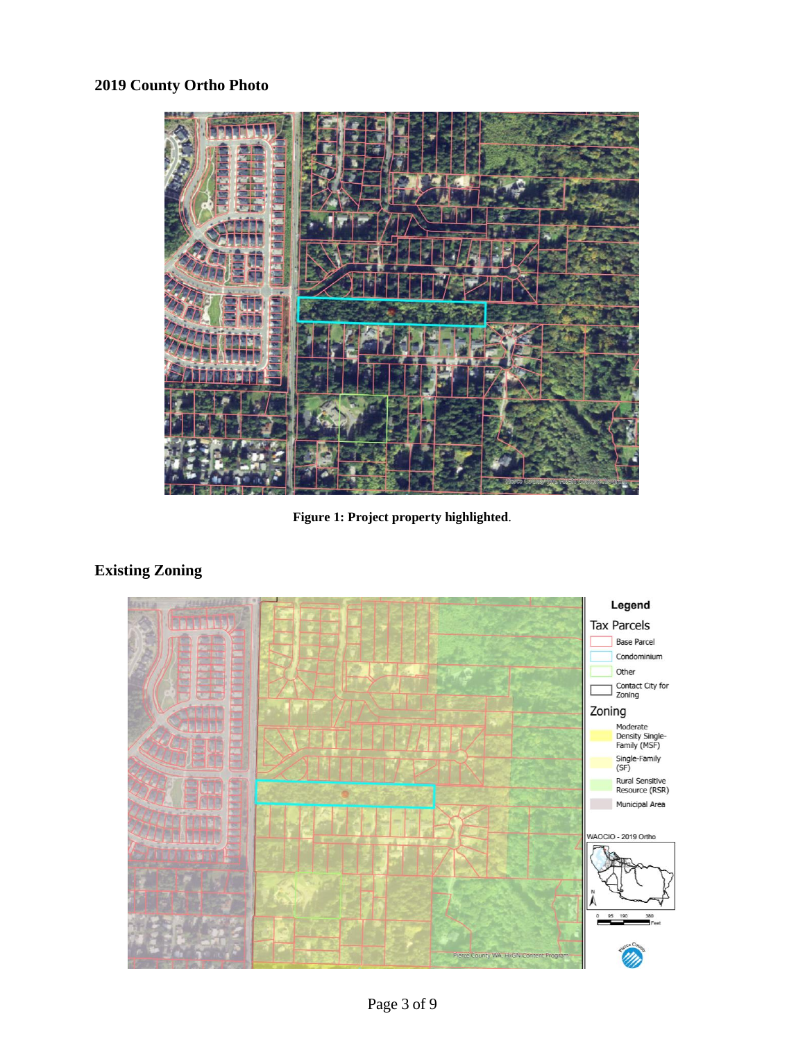## 2019 County Ortho Photo

**Figure 1: Project property highlighted**.

## Existing Zoning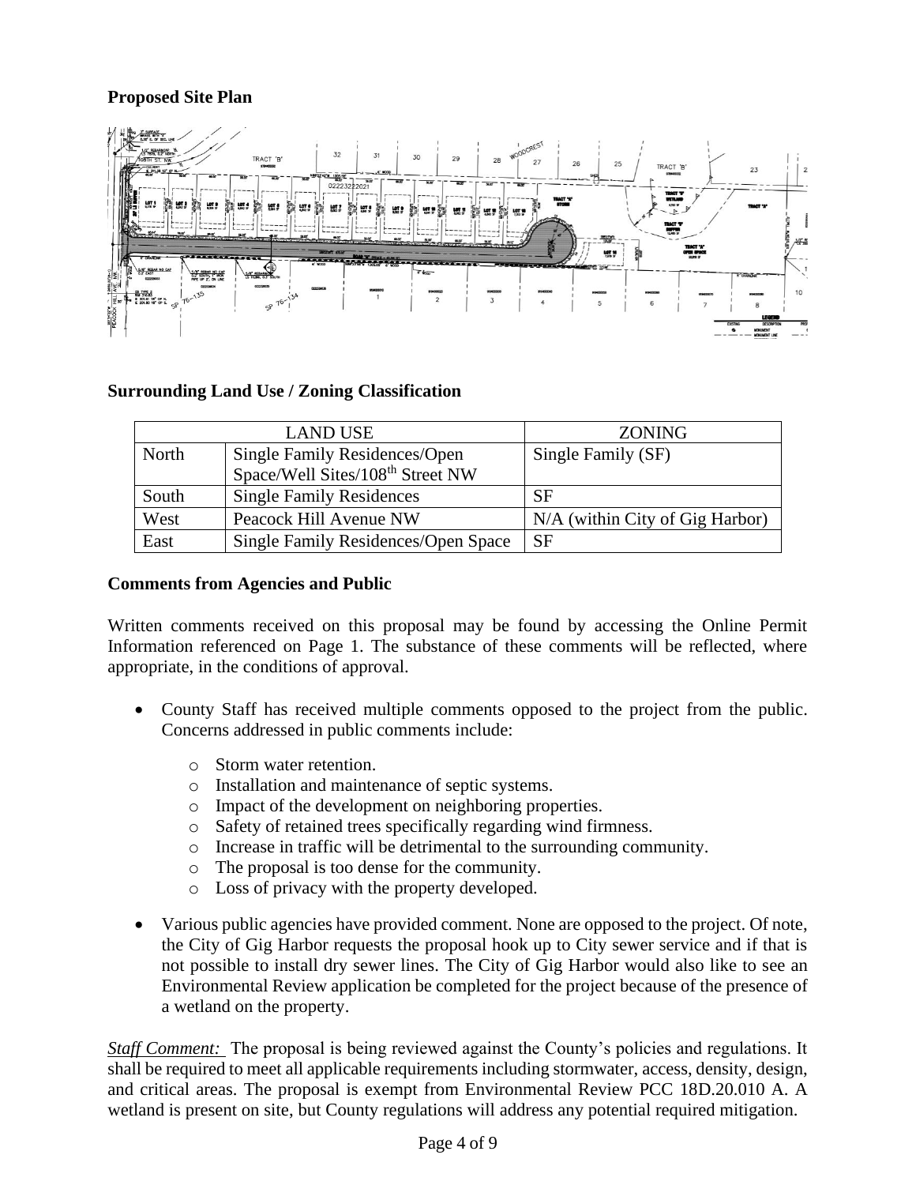**Proposed Site Plan**

**Surrounding Land Use / Zoning Classification**

| LAND USE | | ZONING |
|---|---|---|
| North | Single Family Residences/Open Space/Well Sites/108th Street NW | Single Family (SF) |
| South | Single Family Residences | SF |
| West | Peacock Hill Avenue NW | N/A (within City of Gig Harbor) |
| East | Single Family Residences/Open Space | SF |

**Comments from Agencies and Public**

Written comments received on this proposal may be found by accessing the Online Permit Information referenced on Page 1. The substance of these comments will be reflected, where appropriate, in the conditions of approval.

- County Staff has received multiple comments opposed to the project from the public. Concerns addressed in public comments include:
    - Storm water retention.
    - Installation and maintenance of septic systems.
    - Impact of the development on neighboring properties.
    - Safety of retained trees specifically regarding wind firmness.
    - Increase in traffic will be detrimental to the surrounding community.
    - The proposal is too dense for the community.
    - Loss of privacy with the property developed.

- Various public agencies have provided comment. None are opposed to the project. Of note, the City of Gig Harbor requests the proposal hook up to City sewer service and if that is not possible to install dry sewer lines. The City of Gig Harbor would also like to see an Environmental Review application be completed for the project because of the presence of a wetland on the property.

*Staff Comment:* The proposal is being reviewed against the County's policies and regulations. It shall be required to meet all applicable requirements including stormwater, access, density, design, and critical areas. The proposal is exempt from Environmental Review PCC 18D.20.010 A. A wetland is present on site, but County regulations will address any potential required mitigation.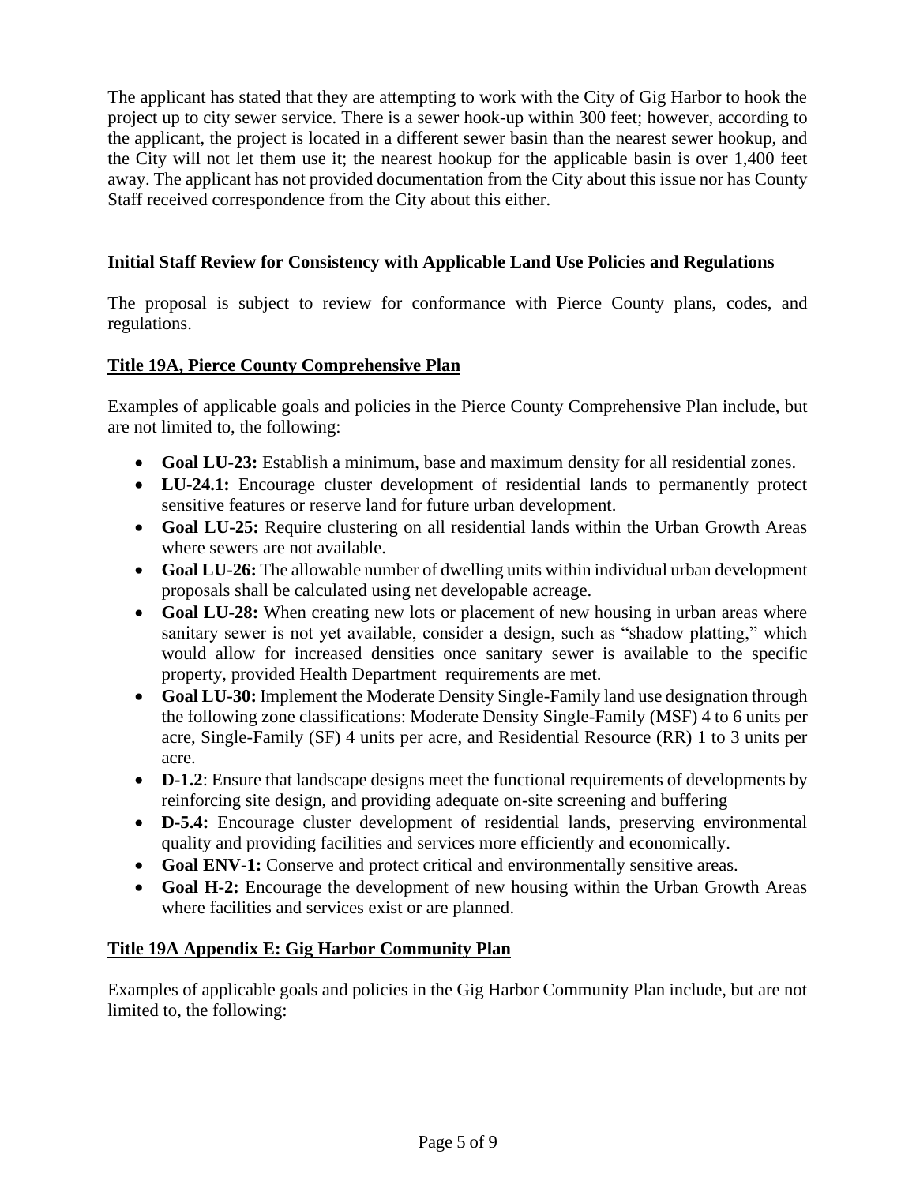The applicant has stated that they are attempting to work with the City of Gig Harbor to hook the project up to city sewer service. There is a sewer hook-up within 300 feet; however, according to the applicant, the project is located in a different sewer basin than the nearest sewer hookup, and the City will not let them use it; the nearest hookup for the applicable basin is over 1,400 feet away. The applicant has not provided documentation from the City about this issue nor has County Staff received correspondence from the City about this either.

**Initial Staff Review for Consistency with Applicable Land Use Policies and Regulations**

The proposal is subject to review for conformance with Pierce County plans, codes, and regulations.

**Title 19A, Pierce County Comprehensive Plan**

Examples of applicable goals and policies in the Pierce County Comprehensive Plan include, but are not limited to, the following:

- **Goal LU-23:** Establish a minimum, base and maximum density for all residential zones.
- **LU-24.1:** Encourage cluster development of residential lands to permanently protect sensitive features or reserve land for future urban development.
- **Goal LU-25:** Require clustering on all residential lands within the Urban Growth Areas where sewers are not available.
- **Goal LU-26:** The allowable number of dwelling units within individual urban development proposals shall be calculated using net developable acreage.
- **Goal LU-28:** When creating new lots or placement of new housing in urban areas where sanitary sewer is not yet available, consider a design, such as "shadow platting," which would allow for increased densities once sanitary sewer is available to the specific property, provided Health Department requirements are met.
- **Goal LU-30:** Implement the Moderate Density Single-Family land use designation through the following zone classifications: Moderate Density Single-Family (MSF) 4 to 6 units per acre, Single-Family (SF) 4 units per acre, and Residential Resource (RR) 1 to 3 units per acre.
- **D-1.2**: Ensure that landscape designs meet the functional requirements of developments by reinforcing site design, and providing adequate on-site screening and buffering
- **D-5.4:** Encourage cluster development of residential lands, preserving environmental quality and providing facilities and services more efficiently and economically.
- **Goal ENV-1:** Conserve and protect critical and environmentally sensitive areas.
- **Goal H-2:** Encourage the development of new housing within the Urban Growth Areas where facilities and services exist or are planned.

**Title 19A Appendix E: Gig Harbor Community Plan**

Examples of applicable goals and policies in the Gig Harbor Community Plan include, but are not limited to, the following: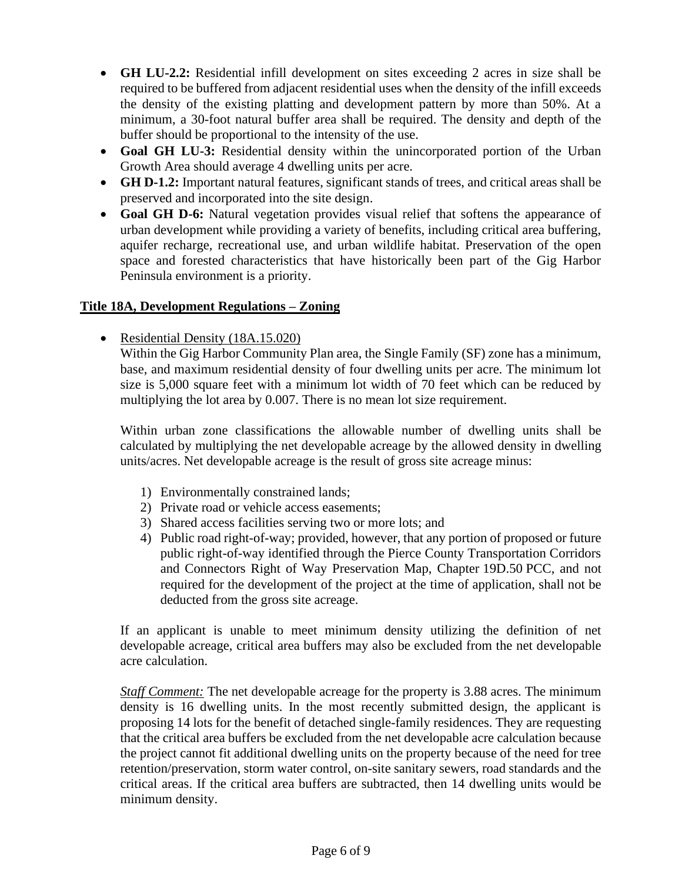- **GH LU-2.2:** Residential infill development on sites exceeding 2 acres in size shall be required to be buffered from adjacent residential uses when the density of the infill exceeds the density of the existing platting and development pattern by more than 50%. At a minimum, a 30-foot natural buffer area shall be required. The density and depth of the buffer should be proportional to the intensity of the use.
- **Goal GH LU-3:** Residential density within the unincorporated portion of the Urban Growth Area should average 4 dwelling units per acre.
- **GH D-1.2:** Important natural features, significant stands of trees, and critical areas shall be preserved and incorporated into the site design.
- **Goal GH D-6:** Natural vegetation provides visual relief that softens the appearance of urban development while providing a variety of benefits, including critical area buffering, aquifer recharge, recreational use, and urban wildlife habitat. Preservation of the open space and forested characteristics that have historically been part of the Gig Harbor Peninsula environment is a priority.

## Title 18A, Development Regulations – Zoning

- Residential Density (18A.15.020)

  Within the Gig Harbor Community Plan area, the Single Family (SF) zone has a minimum, base, and maximum residential density of four dwelling units per acre. The minimum lot size is 5,000 square feet with a minimum lot width of 70 feet which can be reduced by multiplying the lot area by 0.007. There is no mean lot size requirement.

  Within urban zone classifications the allowable number of dwelling units shall be calculated by multiplying the net developable acreage by the allowed density in dwelling units/acres. Net developable acreage is the result of gross site acreage minus:

  1) Environmentally constrained lands;
  2) Private road or vehicle access easements;
  3) Shared access facilities serving two or more lots; and
  4) Public road right-of-way; provided, however, that any portion of proposed or future public right-of-way identified through the Pierce County Transportation Corridors and Connectors Right of Way Preservation Map, Chapter 19D.50 PCC, and not required for the development of the project at the time of application, shall not be deducted from the gross site acreage.

  If an applicant is unable to meet minimum density utilizing the definition of net developable acreage, critical area buffers may also be excluded from the net developable acre calculation.

  *Staff Comment:* The net developable acreage for the property is 3.88 acres. The minimum density is 16 dwelling units. In the most recently submitted design, the applicant is proposing 14 lots for the benefit of detached single-family residences. They are requesting that the critical area buffers be excluded from the net developable acre calculation because the project cannot fit additional dwelling units on the property because of the need for tree retention/preservation, storm water control, on-site sanitary sewers, road standards and the critical areas. If the critical area buffers are subtracted, then 14 dwelling units would be minimum density.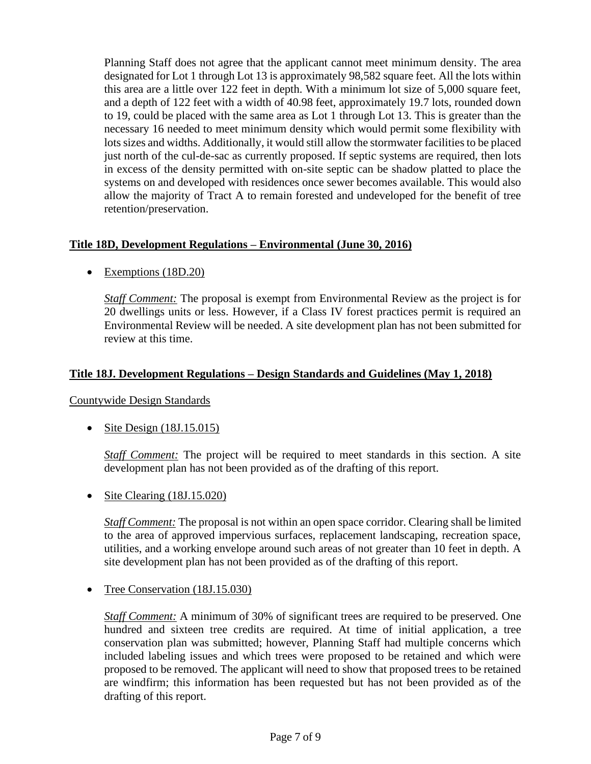Planning Staff does not agree that the applicant cannot meet minimum density. The area designated for Lot 1 through Lot 13 is approximately 98,582 square feet. All the lots within this area are a little over 122 feet in depth. With a minimum lot size of 5,000 square feet, and a depth of 122 feet with a width of 40.98 feet, approximately 19.7 lots, rounded down to 19, could be placed with the same area as Lot 1 through Lot 13. This is greater than the necessary 16 needed to meet minimum density which would permit some flexibility with lots sizes and widths. Additionally, it would still allow the stormwater facilities to be placed just north of the cul-de-sac as currently proposed. If septic systems are required, then lots in excess of the density permitted with on-site septic can be shadow platted to place the systems on and developed with residences once sewer becomes available. This would also allow the majority of Tract A to remain forested and undeveloped for the benefit of tree retention/preservation.

## Title 18D, Development Regulations – Environmental (June 30, 2016)

- Exemptions (18D.20)

  *Staff Comment:* The proposal is exempt from Environmental Review as the project is for 20 dwellings units or less. However, if a Class IV forest practices permit is required an Environmental Review will be needed. A site development plan has not been submitted for review at this time.

## Title 18J. Development Regulations – Design Standards and Guidelines (May 1, 2018)

### Countywide Design Standards

- Site Design (18J.15.015)

  *Staff Comment:* The project will be required to meet standards in this section. A site development plan has not been provided as of the drafting of this report.

- Site Clearing (18J.15.020)

  *Staff Comment:* The proposal is not within an open space corridor. Clearing shall be limited to the area of approved impervious surfaces, replacement landscaping, recreation space, utilities, and a working envelope around such areas of not greater than 10 feet in depth. A site development plan has not been provided as of the drafting of this report.

- Tree Conservation (18J.15.030)

  *Staff Comment:* A minimum of 30% of significant trees are required to be preserved. One hundred and sixteen tree credits are required. At time of initial application, a tree conservation plan was submitted; however, Planning Staff had multiple concerns which included labeling issues and which trees were proposed to be retained and which were proposed to be removed. The applicant will need to show that proposed trees to be retained are windfirm; this information has been requested but has not been provided as of the drafting of this report.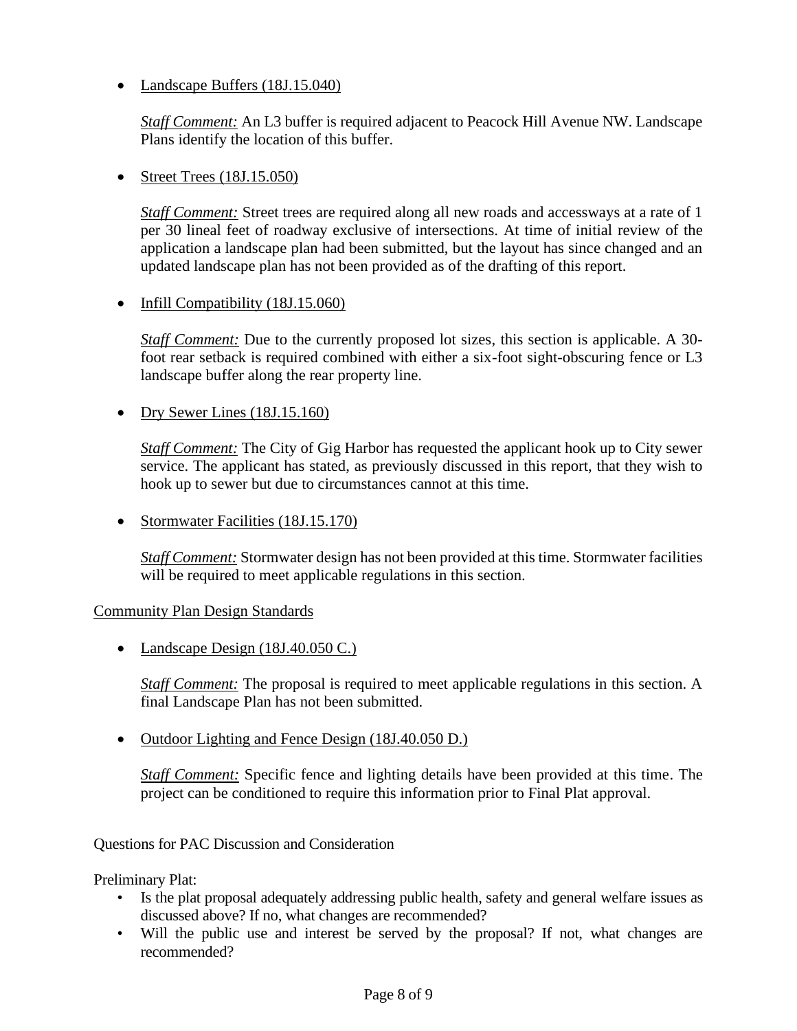- Landscape Buffers (18J.15.040)

  *Staff Comment:* An L3 buffer is required adjacent to Peacock Hill Avenue NW. Landscape Plans identify the location of this buffer.

- Street Trees (18J.15.050)

  *Staff Comment:* Street trees are required along all new roads and accessways at a rate of 1 per 30 lineal feet of roadway exclusive of intersections. At time of initial review of the application a landscape plan had been submitted, but the layout has since changed and an updated landscape plan has not been provided as of the drafting of this report.

- Infill Compatibility (18J.15.060)

  *Staff Comment:* Due to the currently proposed lot sizes, this section is applicable. A 30-foot rear setback is required combined with either a six-foot sight-obscuring fence or L3 landscape buffer along the rear property line.

- Dry Sewer Lines (18J.15.160)

  *Staff Comment:* The City of Gig Harbor has requested the applicant hook up to City sewer service. The applicant has stated, as previously discussed in this report, that they wish to hook up to sewer but due to circumstances cannot at this time.

- Stormwater Facilities (18J.15.170)

  *Staff Comment:* Stormwater design has not been provided at this time. Stormwater facilities will be required to meet applicable regulations in this section.

Community Plan Design Standards

- Landscape Design (18J.40.050 C.)

  *Staff Comment:* The proposal is required to meet applicable regulations in this section. A final Landscape Plan has not been submitted.

- Outdoor Lighting and Fence Design (18J.40.050 D.)

  *Staff Comment:* Specific fence and lighting details have been provided at this time. The project can be conditioned to require this information prior to Final Plat approval.

Questions for PAC Discussion and Consideration

Preliminary Plat:

- Is the plat proposal adequately addressing public health, safety and general welfare issues as discussed above? If no, what changes are recommended?
- Will the public use and interest be served by the proposal? If not, what changes are recommended?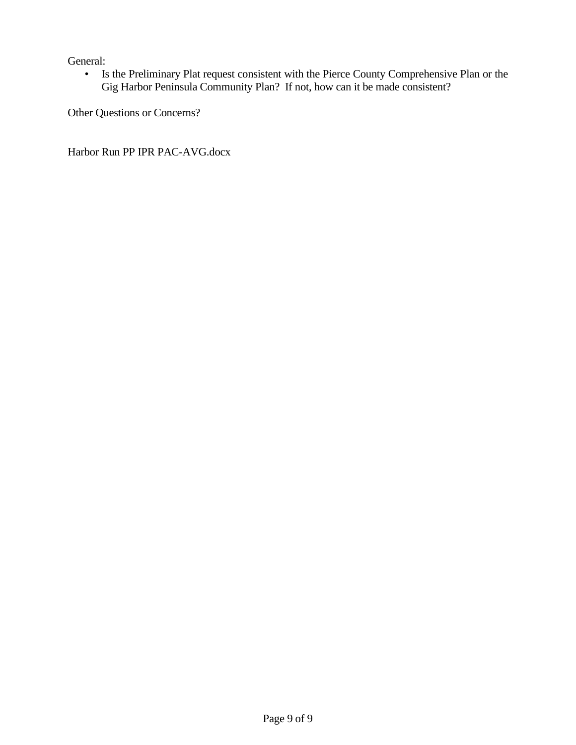General:

- Is the Preliminary Plat request consistent with the Pierce County Comprehensive Plan or the Gig Harbor Peninsula Community Plan? If not, how can it be made consistent?

Other Questions or Concerns?

Harbor Run PP IPR PAC-AVG.docx